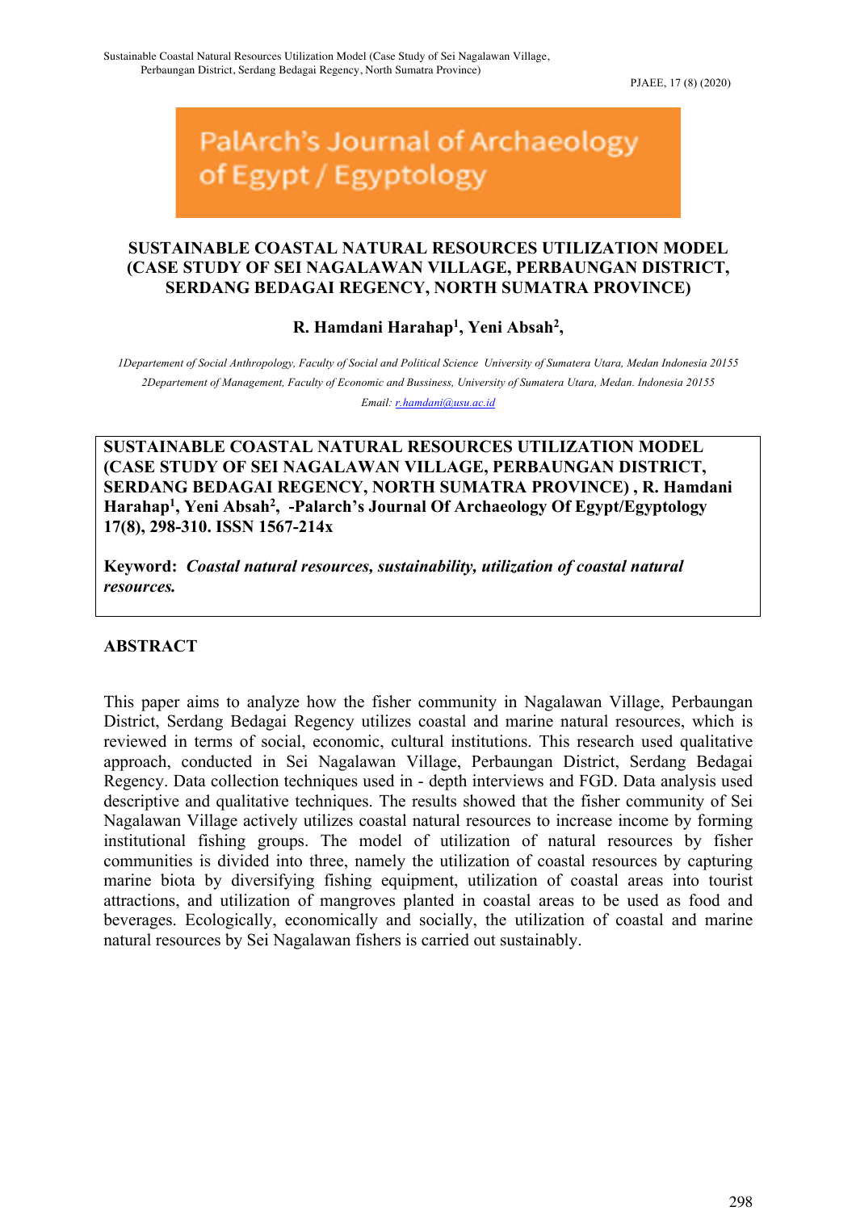PalArch's Journal of Archaeology of Egypt / Egyptology

# SUSTAINABLE COASTAL NATURAL RESOURCES UTILIZATION MODEL (CASE STUDY OF SEI NAGALAWAN VILLAGE, PERBAUNGAN DISTRICT, SERDANG BEDAGAI REGENCY, NORTH SUMATRA PROVINCE)

**R. Hamdani Harahap[1], Yeni Absah[2],**

*1Departement of Social Anthropology, Faculty of Social and Political Science University of Sumatera Utara, Medan Indonesia 20155*

*2Departement of Management, Faculty of Economic and Bussiness, University of Sumatera Utara, Medan. Indonesia 20155*

*Email: r.hamdani@usu.ac.id*

**SUSTAINABLE COASTAL NATURAL RESOURCES UTILIZATION MODEL (CASE STUDY OF SEI NAGALAWAN VILLAGE, PERBAUNGAN DISTRICT, SERDANG BEDAGAI REGENCY, NORTH SUMATRA PROVINCE) , R. Hamdani Harahap[1], Yeni Absah[2], -Palarch's Journal Of Archaeology Of Egypt/Egyptology 17(8), 298-310. ISSN 1567-214x**

**Keyword:** ***Coastal natural resources, sustainability, utilization of coastal natural resources.***

## ABSTRACT

This paper aims to analyze how the fisher community in Nagalawan Village, Perbaungan District, Serdang Bedagai Regency utilizes coastal and marine natural resources, which is reviewed in terms of social, economic, cultural institutions. This research used qualitative approach, conducted in Sei Nagalawan Village, Perbaungan District, Serdang Bedagai Regency. Data collection techniques used in - depth interviews and FGD. Data analysis used descriptive and qualitative techniques. The results showed that the fisher community of Sei Nagalawan Village actively utilizes coastal natural resources to increase income by forming institutional fishing groups. The model of utilization of natural resources by fisher communities is divided into three, namely the utilization of coastal resources by capturing marine biota by diversifying fishing equipment, utilization of coastal areas into tourist attractions, and utilization of mangroves planted in coastal areas to be used as food and beverages. Ecologically, economically and socially, the utilization of coastal and marine natural resources by Sei Nagalawan fishers is carried out sustainably.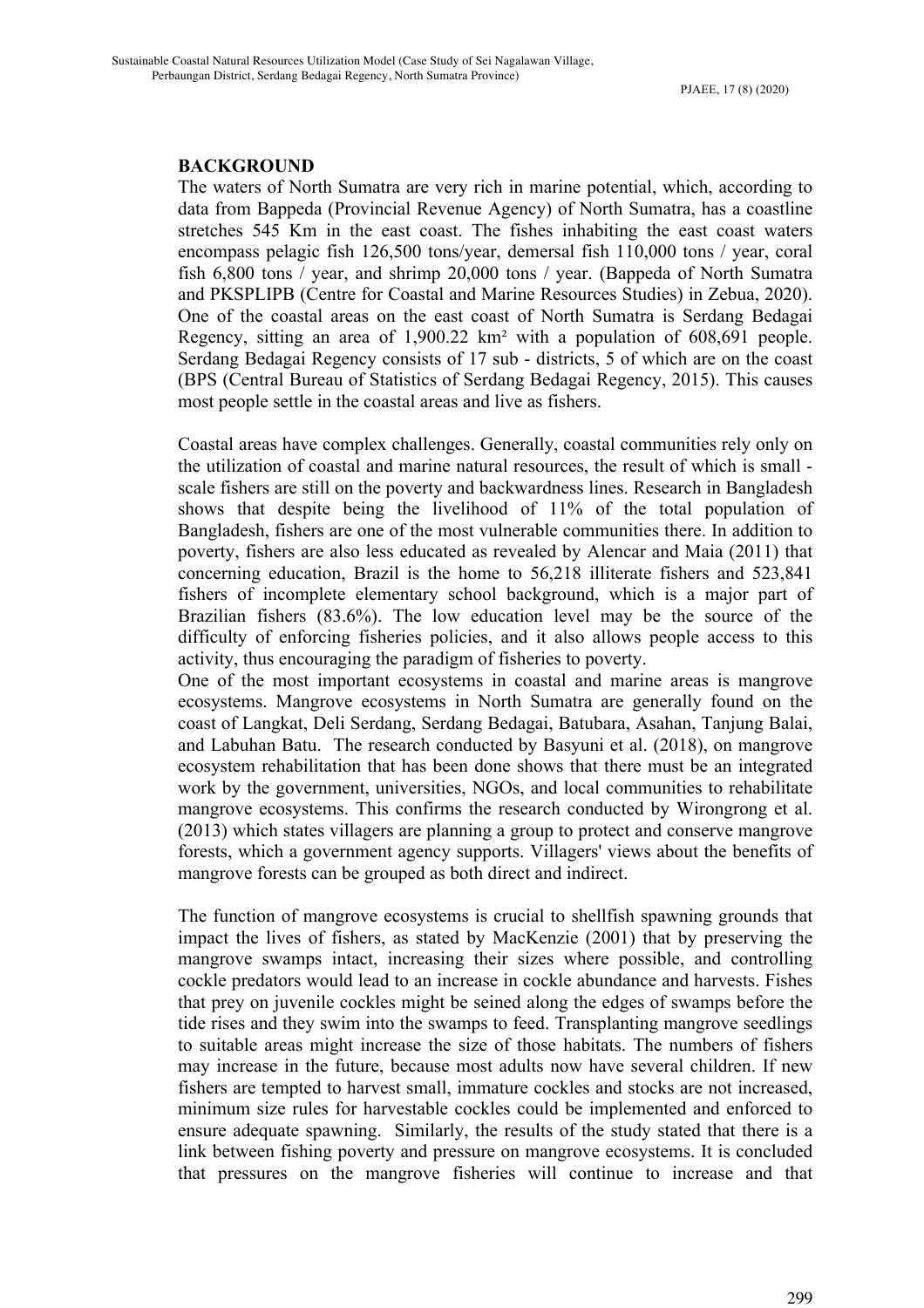## BACKGROUND

The waters of North Sumatra are very rich in marine potential, which, according to data from Bappeda (Provincial Revenue Agency) of North Sumatra, has a coastline stretches 545 Km in the east coast. The fishes inhabiting the east coast waters encompass pelagic fish 126,500 tons/year, demersal fish 110,000 tons / year, coral fish 6,800 tons / year, and shrimp 20,000 tons / year. (Bappeda of North Sumatra and PKSPLIPB (Centre for Coastal and Marine Resources Studies) in Zebua, 2020). One of the coastal areas on the east coast of North Sumatra is Serdang Bedagai Regency, sitting an area of 1,900.22 km² with a population of 608,691 people. Serdang Bedagai Regency consists of 17 sub - districts, 5 of which are on the coast (BPS (Central Bureau of Statistics of Serdang Bedagai Regency, 2015). This causes most people settle in the coastal areas and live as fishers.

Coastal areas have complex challenges. Generally, coastal communities rely only on the utilization of coastal and marine natural resources, the result of which is small - scale fishers are still on the poverty and backwardness lines. Research in Bangladesh shows that despite being the livelihood of 11% of the total population of Bangladesh, fishers are one of the most vulnerable communities there. In addition to poverty, fishers are also less educated as revealed by Alencar and Maia (2011) that concerning education, Brazil is the home to 56,218 illiterate fishers and 523,841 fishers of incomplete elementary school background, which is a major part of Brazilian fishers (83.6%). The low education level may be the source of the difficulty of enforcing fisheries policies, and it also allows people access to this activity, thus encouraging the paradigm of fisheries to poverty.

One of the most important ecosystems in coastal and marine areas is mangrove ecosystems. Mangrove ecosystems in North Sumatra are generally found on the coast of Langkat, Deli Serdang, Serdang Bedagai, Batubara, Asahan, Tanjung Balai, and Labuhan Batu. The research conducted by Basyuni et al. (2018), on mangrove ecosystem rehabilitation that has been done shows that there must be an integrated work by the government, universities, NGOs, and local communities to rehabilitate mangrove ecosystems. This confirms the research conducted by Wirongrong et al. (2013) which states villagers are planning a group to protect and conserve mangrove forests, which a government agency supports. Villagers' views about the benefits of mangrove forests can be grouped as both direct and indirect.

The function of mangrove ecosystems is crucial to shellfish spawning grounds that impact the lives of fishers, as stated by MacKenzie (2001) that by preserving the mangrove swamps intact, increasing their sizes where possible, and controlling cockle predators would lead to an increase in cockle abundance and harvests. Fishes that prey on juvenile cockles might be seined along the edges of swamps before the tide rises and they swim into the swamps to feed. Transplanting mangrove seedlings to suitable areas might increase the size of those habitats. The numbers of fishers may increase in the future, because most adults now have several children. If new fishers are tempted to harvest small, immature cockles and stocks are not increased, minimum size rules for harvestable cockles could be implemented and enforced to ensure adequate spawning. Similarly, the results of the study stated that there is a link between fishing poverty and pressure on mangrove ecosystems. It is concluded that pressures on the mangrove fisheries will continue to increase and that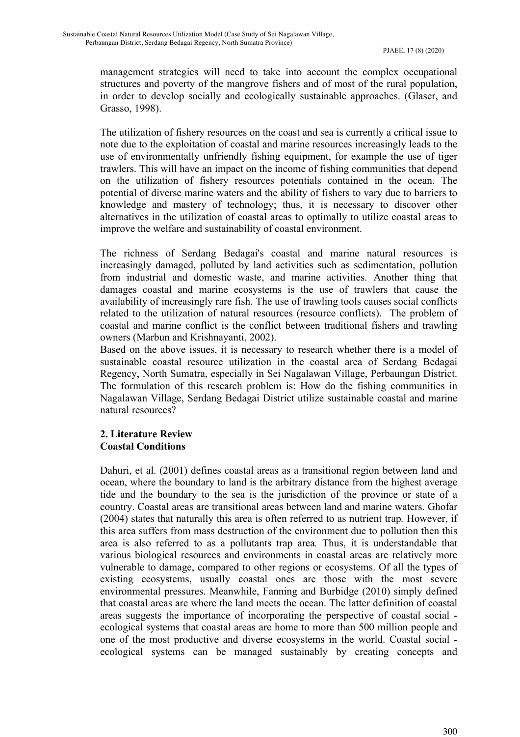management strategies will need to take into account the complex occupational structures and poverty of the mangrove fishers and of most of the rural population, in order to develop socially and ecologically sustainable approaches. (Glaser, and Grasso, 1998).

The utilization of fishery resources on the coast and sea is currently a critical issue to note due to the exploitation of coastal and marine resources increasingly leads to the use of environmentally unfriendly fishing equipment, for example the use of tiger trawlers. This will have an impact on the income of fishing communities that depend on the utilization of fishery resources potentials contained in the ocean. The potential of diverse marine waters and the ability of fishers to vary due to barriers to knowledge and mastery of technology; thus, it is necessary to discover other alternatives in the utilization of coastal areas to optimally to utilize coastal areas to improve the welfare and sustainability of coastal environment.

The richness of Serdang Bedagai's coastal and marine natural resources is increasingly damaged, polluted by land activities such as sedimentation, pollution from industrial and domestic waste, and marine activities. Another thing that damages coastal and marine ecosystems is the use of trawlers that cause the availability of increasingly rare fish. The use of trawling tools causes social conflicts related to the utilization of natural resources (resource conflicts). The problem of coastal and marine conflict is the conflict between traditional fishers and trawling owners (Marbun and Krishnayanti, 2002).

Based on the above issues, it is necessary to research whether there is a model of sustainable coastal resource utilization in the coastal area of Serdang Bedagai Regency, North Sumatra, especially in Sei Nagalawan Village, Perbaungan District. The formulation of this research problem is: How do the fishing communities in Nagalawan Village, Serdang Bedagai District utilize sustainable coastal and marine natural resources?

## 2. Literature Review

### Coastal Conditions

Dahuri, et al. (2001) defines coastal areas as a transitional region between land and ocean, where the boundary to land is the arbitrary distance from the highest average tide and the boundary to the sea is the jurisdiction of the province or state of a country. Coastal areas are transitional areas between land and marine waters. Ghofar (2004) states that naturally this area is often referred to as nutrient trap*.* However, if this area suffers from mass destruction of the environment due to pollution then this area is also referred to as a pollutants trap area*.* Thus, it is understandable that various biological resources and environments in coastal areas are relatively more vulnerable to damage, compared to other regions or ecosystems. Of all the types of existing ecosystems, usually coastal ones are those with the most severe environmental pressures. Meanwhile, Fanning and Burbidge (2010) simply defined that coastal areas are where the land meets the ocean. The latter definition of coastal areas suggests the importance of incorporating the perspective of coastal social - ecological systems that coastal areas are home to more than 500 million people and one of the most productive and diverse ecosystems in the world. Coastal social - ecological systems can be managed sustainably by creating concepts and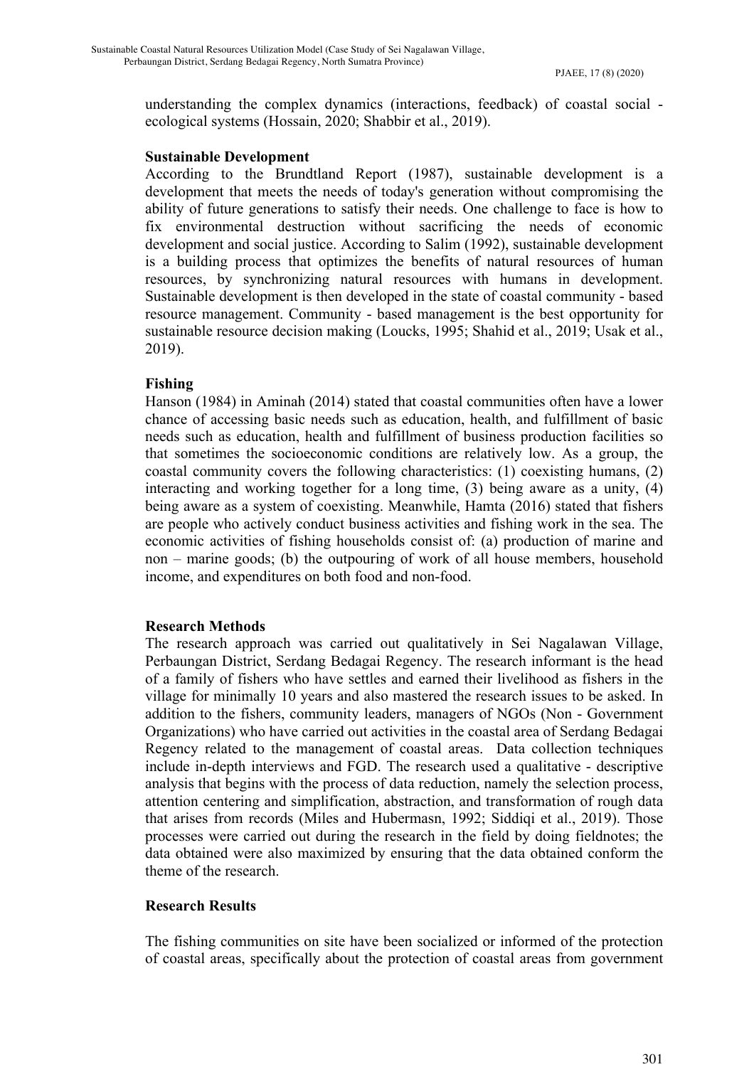understanding the complex dynamics (interactions, feedback) of coastal social - ecological systems (Hossain, 2020; Shabbir et al., 2019).

**Sustainable Development**

According to the Brundtland Report (1987), sustainable development is a development that meets the needs of today's generation without compromising the ability of future generations to satisfy their needs. One challenge to face is how to fix environmental destruction without sacrificing the needs of economic development and social justice. According to Salim (1992), sustainable development is a building process that optimizes the benefits of natural resources of human resources, by synchronizing natural resources with humans in development. Sustainable development is then developed in the state of coastal community - based resource management. Community - based management is the best opportunity for sustainable resource decision making (Loucks, 1995; Shahid et al., 2019; Usak et al., 2019).

**Fishing**

Hanson (1984) in Aminah (2014) stated that coastal communities often have a lower chance of accessing basic needs such as education, health, and fulfillment of basic needs such as education, health and fulfillment of business production facilities so that sometimes the socioeconomic conditions are relatively low. As a group, the coastal community covers the following characteristics: (1) coexisting humans, (2) interacting and working together for a long time, (3) being aware as a unity, (4) being aware as a system of coexisting. Meanwhile, Hamta (2016) stated that fishers are people who actively conduct business activities and fishing work in the sea. The economic activities of fishing households consist of: (a) production of marine and non – marine goods; (b) the outpouring of work of all house members, household income, and expenditures on both food and non-food.

**Research Methods**

The research approach was carried out qualitatively in Sei Nagalawan Village, Perbaungan District, Serdang Bedagai Regency. The research informant is the head of a family of fishers who have settles and earned their livelihood as fishers in the village for minimally 10 years and also mastered the research issues to be asked. In addition to the fishers, community leaders, managers of NGOs (Non - Government Organizations) who have carried out activities in the coastal area of Serdang Bedagai Regency related to the management of coastal areas. Data collection techniques include in-depth interviews and FGD. The research used a qualitative - descriptive analysis that begins with the process of data reduction, namely the selection process, attention centering and simplification, abstraction, and transformation of rough data that arises from records (Miles and Hubermasn, 1992; Siddiqi et al., 2019). Those processes were carried out during the research in the field by doing fieldnotes; the data obtained were also maximized by ensuring that the data obtained conform the theme of the research.

**Research Results**

The fishing communities on site have been socialized or informed of the protection of coastal areas, specifically about the protection of coastal areas from government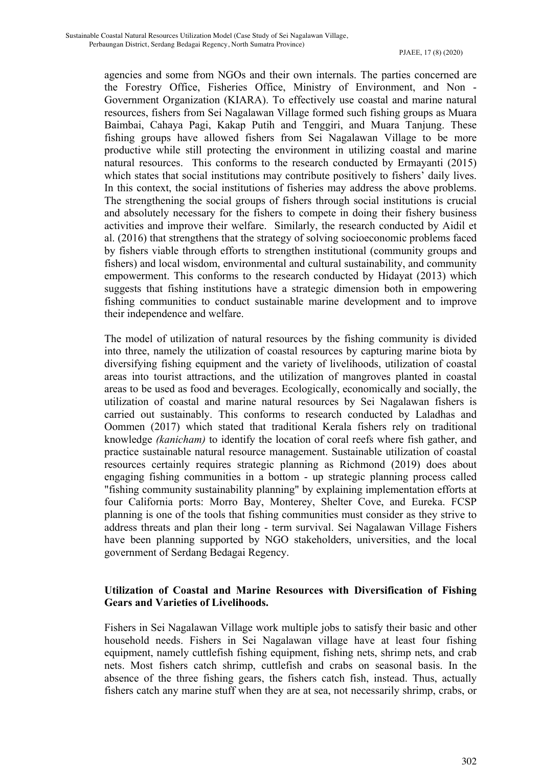agencies and some from NGOs and their own internals. The parties concerned are the Forestry Office, Fisheries Office, Ministry of Environment, and Non - Government Organization (KIARA). To effectively use coastal and marine natural resources, fishers from Sei Nagalawan Village formed such fishing groups as Muara Baimbai, Cahaya Pagi, Kakap Putih and Tenggiri, and Muara Tanjung. These fishing groups have allowed fishers from Sei Nagalawan Village to be more productive while still protecting the environment in utilizing coastal and marine natural resources. This conforms to the research conducted by Ermayanti (2015) which states that social institutions may contribute positively to fishers' daily lives. In this context, the social institutions of fisheries may address the above problems. The strengthening the social groups of fishers through social institutions is crucial and absolutely necessary for the fishers to compete in doing their fishery business activities and improve their welfare. Similarly, the research conducted by Aidil et al. (2016) that strengthens that the strategy of solving socioeconomic problems faced by fishers viable through efforts to strengthen institutional (community groups and fishers) and local wisdom, environmental and cultural sustainability, and community empowerment. This conforms to the research conducted by Hidayat (2013) which suggests that fishing institutions have a strategic dimension both in empowering fishing communities to conduct sustainable marine development and to improve their independence and welfare.

The model of utilization of natural resources by the fishing community is divided into three, namely the utilization of coastal resources by capturing marine biota by diversifying fishing equipment and the variety of livelihoods, utilization of coastal areas into tourist attractions, and the utilization of mangroves planted in coastal areas to be used as food and beverages. Ecologically, economically and socially, the utilization of coastal and marine natural resources by Sei Nagalawan fishers is carried out sustainably. This conforms to research conducted by Laladhas and Oommen (2017) which stated that traditional Kerala fishers rely on traditional knowledge *(kanicham)* to identify the location of coral reefs where fish gather, and practice sustainable natural resource management. Sustainable utilization of coastal resources certainly requires strategic planning as Richmond (2019) does about engaging fishing communities in a bottom - up strategic planning process called "fishing community sustainability planning" by explaining implementation efforts at four California ports: Morro Bay, Monterey, Shelter Cove, and Eureka. FCSP planning is one of the tools that fishing communities must consider as they strive to address threats and plan their long - term survival. Sei Nagalawan Village Fishers have been planning supported by NGO stakeholders, universities, and the local government of Serdang Bedagai Regency.

**Utilization of Coastal and Marine Resources with Diversification of Fishing Gears and Varieties of Livelihoods.**

Fishers in Sei Nagalawan Village work multiple jobs to satisfy their basic and other household needs. Fishers in Sei Nagalawan village have at least four fishing equipment, namely cuttlefish fishing equipment, fishing nets, shrimp nets, and crab nets. Most fishers catch shrimp, cuttlefish and crabs on seasonal basis. In the absence of the three fishing gears, the fishers catch fish, instead. Thus, actually fishers catch any marine stuff when they are at sea, not necessarily shrimp, crabs, or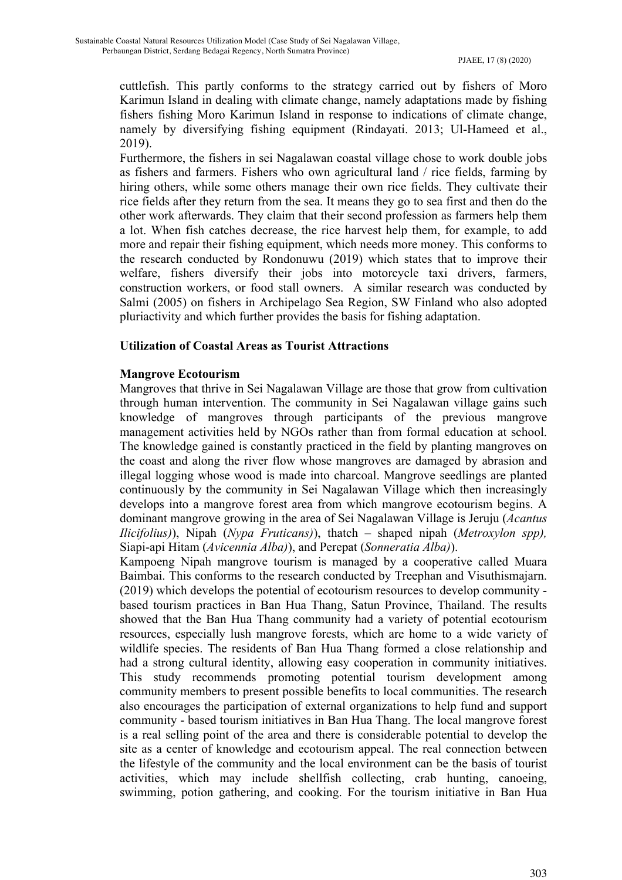cuttlefish. This partly conforms to the strategy carried out by fishers of Moro Karimun Island in dealing with climate change, namely adaptations made by fishing fishers fishing Moro Karimun Island in response to indications of climate change, namely by diversifying fishing equipment (Rindayati. 2013; Ul-Hameed et al., 2019).

Furthermore, the fishers in sei Nagalawan coastal village chose to work double jobs as fishers and farmers. Fishers who own agricultural land / rice fields, farming by hiring others, while some others manage their own rice fields. They cultivate their rice fields after they return from the sea. It means they go to sea first and then do the other work afterwards. They claim that their second profession as farmers help them a lot. When fish catches decrease, the rice harvest help them, for example, to add more and repair their fishing equipment, which needs more money. This conforms to the research conducted by Rondonuwu (2019) which states that to improve their welfare, fishers diversify their jobs into motorcycle taxi drivers, farmers, construction workers, or food stall owners. A similar research was conducted by Salmi (2005) on fishers in Archipelago Sea Region, SW Finland who also adopted pluriactivity and which further provides the basis for fishing adaptation.

### Utilization of Coastal Areas as Tourist Attractions

#### Mangrove Ecotourism

Mangroves that thrive in Sei Nagalawan Village are those that grow from cultivation through human intervention. The community in Sei Nagalawan village gains such knowledge of mangroves through participants of the previous mangrove management activities held by NGOs rather than from formal education at school. The knowledge gained is constantly practiced in the field by planting mangroves on the coast and along the river flow whose mangroves are damaged by abrasion and illegal logging whose wood is made into charcoal. Mangrove seedlings are planted continuously by the community in Sei Nagalawan Village which then increasingly develops into a mangrove forest area from which mangrove ecotourism begins. A dominant mangrove growing in the area of Sei Nagalawan Village is Jeruju (*Acantus Ilicifolius)*), Nipah (*Nypa Fruticans)*), thatch – shaped nipah (*Metroxylon spp),* Siapi-api Hitam (*Avicennia Alba)*), and Perepat (*Sonneratia Alba)*).

Kampoeng Nipah mangrove tourism is managed by a cooperative called Muara Baimbai. This conforms to the research conducted by Treephan and Visuthismajarn. (2019) which develops the potential of ecotourism resources to develop community - based tourism practices in Ban Hua Thang, Satun Province, Thailand. The results showed that the Ban Hua Thang community had a variety of potential ecotourism resources, especially lush mangrove forests, which are home to a wide variety of wildlife species. The residents of Ban Hua Thang formed a close relationship and had a strong cultural identity, allowing easy cooperation in community initiatives. This study recommends promoting potential tourism development among community members to present possible benefits to local communities. The research also encourages the participation of external organizations to help fund and support community - based tourism initiatives in Ban Hua Thang. The local mangrove forest is a real selling point of the area and there is considerable potential to develop the site as a center of knowledge and ecotourism appeal. The real connection between the lifestyle of the community and the local environment can be the basis of tourist activities, which may include shellfish collecting, crab hunting, canoeing, swimming, potion gathering, and cooking. For the tourism initiative in Ban Hua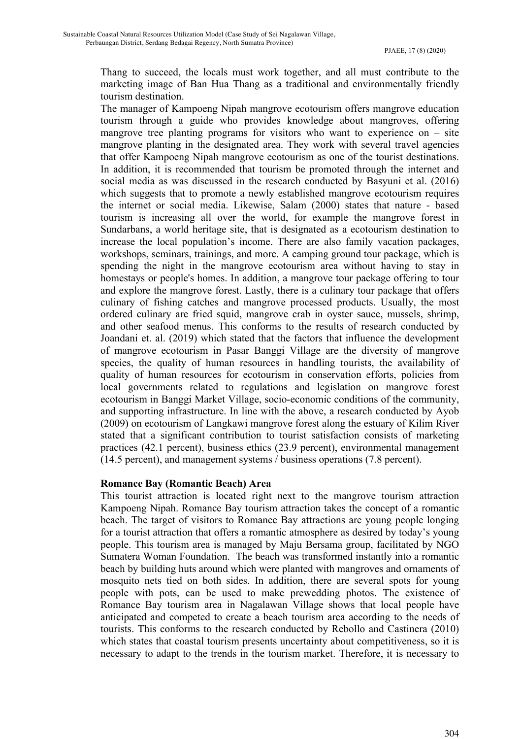Thang to succeed, the locals must work together, and all must contribute to the marketing image of Ban Hua Thang as a traditional and environmentally friendly tourism destination.

The manager of Kampoeng Nipah mangrove ecotourism offers mangrove education tourism through a guide who provides knowledge about mangroves, offering mangrove tree planting programs for visitors who want to experience on – site mangrove planting in the designated area. They work with several travel agencies that offer Kampoeng Nipah mangrove ecotourism as one of the tourist destinations. In addition, it is recommended that tourism be promoted through the internet and social media as was discussed in the research conducted by Basyuni et al. (2016) which suggests that to promote a newly established mangrove ecotourism requires the internet or social media. Likewise, Salam (2000) states that nature - based tourism is increasing all over the world, for example the mangrove forest in Sundarbans, a world heritage site, that is designated as a ecotourism destination to increase the local population's income. There are also family vacation packages, workshops, seminars, trainings, and more. A camping ground tour package, which is spending the night in the mangrove ecotourism area without having to stay in homestays or people's homes. In addition, a mangrove tour package offering to tour and explore the mangrove forest. Lastly, there is a culinary tour package that offers culinary of fishing catches and mangrove processed products. Usually, the most ordered culinary are fried squid, mangrove crab in oyster sauce, mussels, shrimp, and other seafood menus. This conforms to the results of research conducted by Joandani et. al. (2019) which stated that the factors that influence the development of mangrove ecotourism in Pasar Banggi Village are the diversity of mangrove species, the quality of human resources in handling tourists, the availability of quality of human resources for ecotourism in conservation efforts, policies from local governments related to regulations and legislation on mangrove forest ecotourism in Banggi Market Village, socio-economic conditions of the community, and supporting infrastructure. In line with the above, a research conducted by Ayob (2009) on ecotourism of Langkawi mangrove forest along the estuary of Kilim River stated that a significant contribution to tourist satisfaction consists of marketing practices (42.1 percent), business ethics (23.9 percent), environmental management (14.5 percent), and management systems / business operations (7.8 percent).

**Romance Bay (Romantic Beach) Area**

This tourist attraction is located right next to the mangrove tourism attraction Kampoeng Nipah. Romance Bay tourism attraction takes the concept of a romantic beach. The target of visitors to Romance Bay attractions are young people longing for a tourist attraction that offers a romantic atmosphere as desired by today's young people. This tourism area is managed by Maju Bersama group, facilitated by NGO Sumatera Woman Foundation. The beach was transformed instantly into a romantic beach by building huts around which were planted with mangroves and ornaments of mosquito nets tied on both sides. In addition, there are several spots for young people with pots, can be used to make prewedding photos. The existence of Romance Bay tourism area in Nagalawan Village shows that local people have anticipated and competed to create a beach tourism area according to the needs of tourists. This conforms to the research conducted by Rebollo and Castinera (2010) which states that coastal tourism presents uncertainty about competitiveness, so it is necessary to adapt to the trends in the tourism market. Therefore, it is necessary to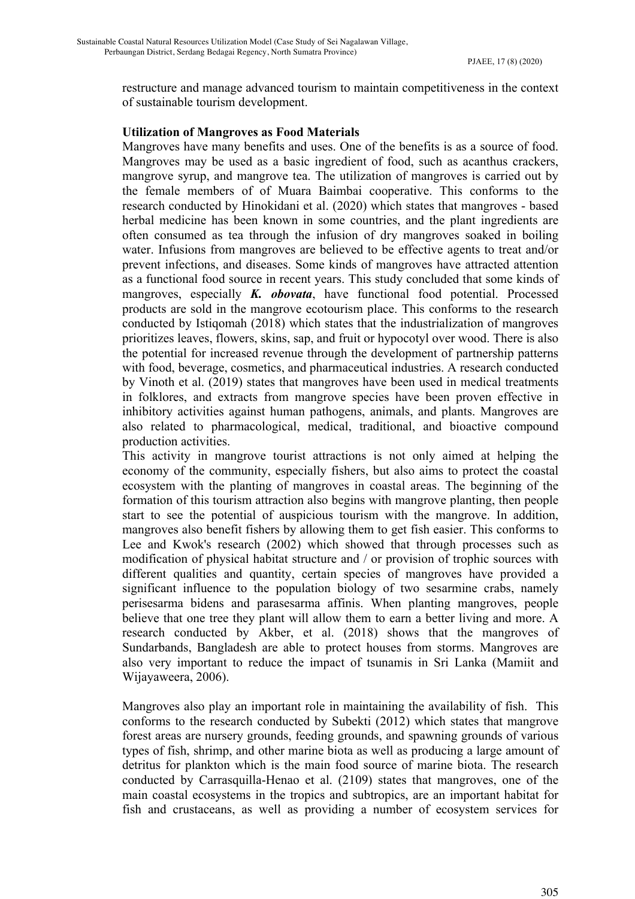restructure and manage advanced tourism to maintain competitiveness in the context of sustainable tourism development.

### Utilization of Mangroves as Food Materials

Mangroves have many benefits and uses. One of the benefits is as a source of food. Mangroves may be used as a basic ingredient of food, such as acanthus crackers, mangrove syrup, and mangrove tea. The utilization of mangroves is carried out by the female members of of Muara Baimbai cooperative. This conforms to the research conducted by Hinokidani et al. (2020) which states that mangroves - based herbal medicine has been known in some countries, and the plant ingredients are often consumed as tea through the infusion of dry mangroves soaked in boiling water. Infusions from mangroves are believed to be effective agents to treat and/or prevent infections, and diseases. Some kinds of mangroves have attracted attention as a functional food source in recent years. This study concluded that some kinds of mangroves, especially ***K. obovata***, have functional food potential. Processed products are sold in the mangrove ecotourism place. This conforms to the research conducted by Istiqomah (2018) which states that the industrialization of mangroves prioritizes leaves, flowers, skins, sap, and fruit or hypocotyl over wood. There is also the potential for increased revenue through the development of partnership patterns with food, beverage, cosmetics, and pharmaceutical industries. A research conducted by Vinoth et al. (2019) states that mangroves have been used in medical treatments in folklores, and extracts from mangrove species have been proven effective in inhibitory activities against human pathogens, animals, and plants. Mangroves are also related to pharmacological, medical, traditional, and bioactive compound production activities.

This activity in mangrove tourist attractions is not only aimed at helping the economy of the community, especially fishers, but also aims to protect the coastal ecosystem with the planting of mangroves in coastal areas. The beginning of the formation of this tourism attraction also begins with mangrove planting, then people start to see the potential of auspicious tourism with the mangrove. In addition, mangroves also benefit fishers by allowing them to get fish easier. This conforms to Lee and Kwok's research (2002) which showed that through processes such as modification of physical habitat structure and / or provision of trophic sources with different qualities and quantity, certain species of mangroves have provided a significant influence to the population biology of two sesarmine crabs, namely perisesarma bidens and parasesarma affinis. When planting mangroves, people believe that one tree they plant will allow them to earn a better living and more. A research conducted by Akber, et al. (2018) shows that the mangroves of Sundarbands, Bangladesh are able to protect houses from storms. Mangroves are also very important to reduce the impact of tsunamis in Sri Lanka (Mamiit and Wijayaweera, 2006).

Mangroves also play an important role in maintaining the availability of fish. This conforms to the research conducted by Subekti (2012) which states that mangrove forest areas are nursery grounds, feeding grounds, and spawning grounds of various types of fish, shrimp, and other marine biota as well as producing a large amount of detritus for plankton which is the main food source of marine biota. The research conducted by Carrasquilla-Henao et al. (2109) states that mangroves, one of the main coastal ecosystems in the tropics and subtropics, are an important habitat for fish and crustaceans, as well as providing a number of ecosystem services for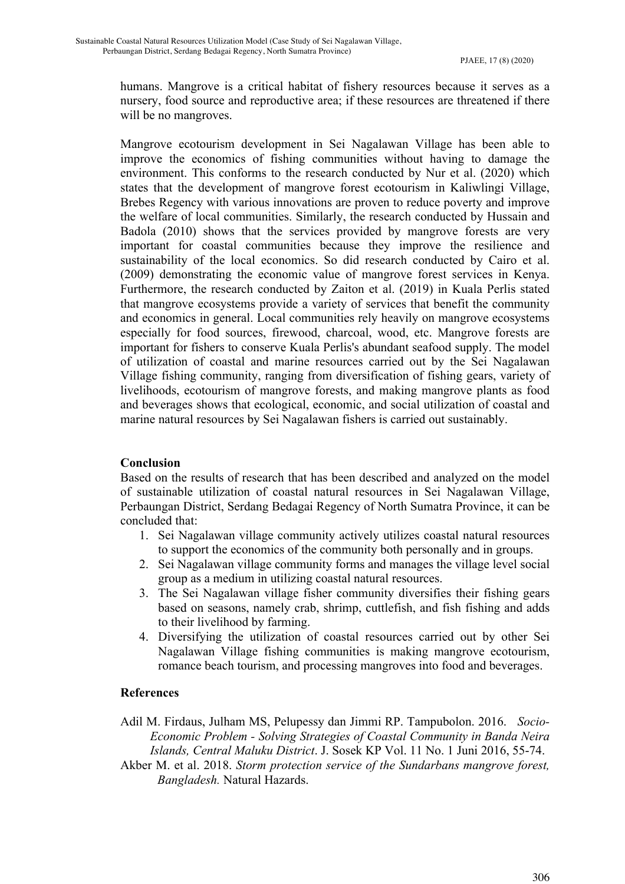humans. Mangrove is a critical habitat of fishery resources because it serves as a nursery, food source and reproductive area; if these resources are threatened if there will be no mangroves.

Mangrove ecotourism development in Sei Nagalawan Village has been able to improve the economics of fishing communities without having to damage the environment. This conforms to the research conducted by Nur et al. (2020) which states that the development of mangrove forest ecotourism in Kaliwlingi Village, Brebes Regency with various innovations are proven to reduce poverty and improve the welfare of local communities. Similarly, the research conducted by Hussain and Badola (2010) shows that the services provided by mangrove forests are very important for coastal communities because they improve the resilience and sustainability of the local economics. So did research conducted by Cairo et al. (2009) demonstrating the economic value of mangrove forest services in Kenya. Furthermore, the research conducted by Zaiton et al. (2019) in Kuala Perlis stated that mangrove ecosystems provide a variety of services that benefit the community and economics in general. Local communities rely heavily on mangrove ecosystems especially for food sources, firewood, charcoal, wood, etc. Mangrove forests are important for fishers to conserve Kuala Perlis's abundant seafood supply. The model of utilization of coastal and marine resources carried out by the Sei Nagalawan Village fishing community, ranging from diversification of fishing gears, variety of livelihoods, ecotourism of mangrove forests, and making mangrove plants as food and beverages shows that ecological, economic, and social utilization of coastal and marine natural resources by Sei Nagalawan fishers is carried out sustainably.

## Conclusion

Based on the results of research that has been described and analyzed on the model of sustainable utilization of coastal natural resources in Sei Nagalawan Village, Perbaungan District, Serdang Bedagai Regency of North Sumatra Province, it can be concluded that:

1. Sei Nagalawan village community actively utilizes coastal natural resources to support the economics of the community both personally and in groups.
2. Sei Nagalawan village community forms and manages the village level social group as a medium in utilizing coastal natural resources.
3. The Sei Nagalawan village fisher community diversifies their fishing gears based on seasons, namely crab, shrimp, cuttlefish, and fish fishing and adds to their livelihood by farming.
4. Diversifying the utilization of coastal resources carried out by other Sei Nagalawan Village fishing communities is making mangrove ecotourism, romance beach tourism, and processing mangroves into food and beverages.

## References

Adil M. Firdaus, Julham MS, Pelupessy dan Jimmi RP. Tampubolon. 2016. *Socio-Economic Problem - Solving Strategies of Coastal Community in Banda Neira Islands, Central Maluku District*. J. Sosek KP Vol. 11 No. 1 Juni 2016, 55-74.

Akber M. et al. 2018. *Storm protection service of the Sundarbans mangrove forest, Bangladesh.* Natural Hazards.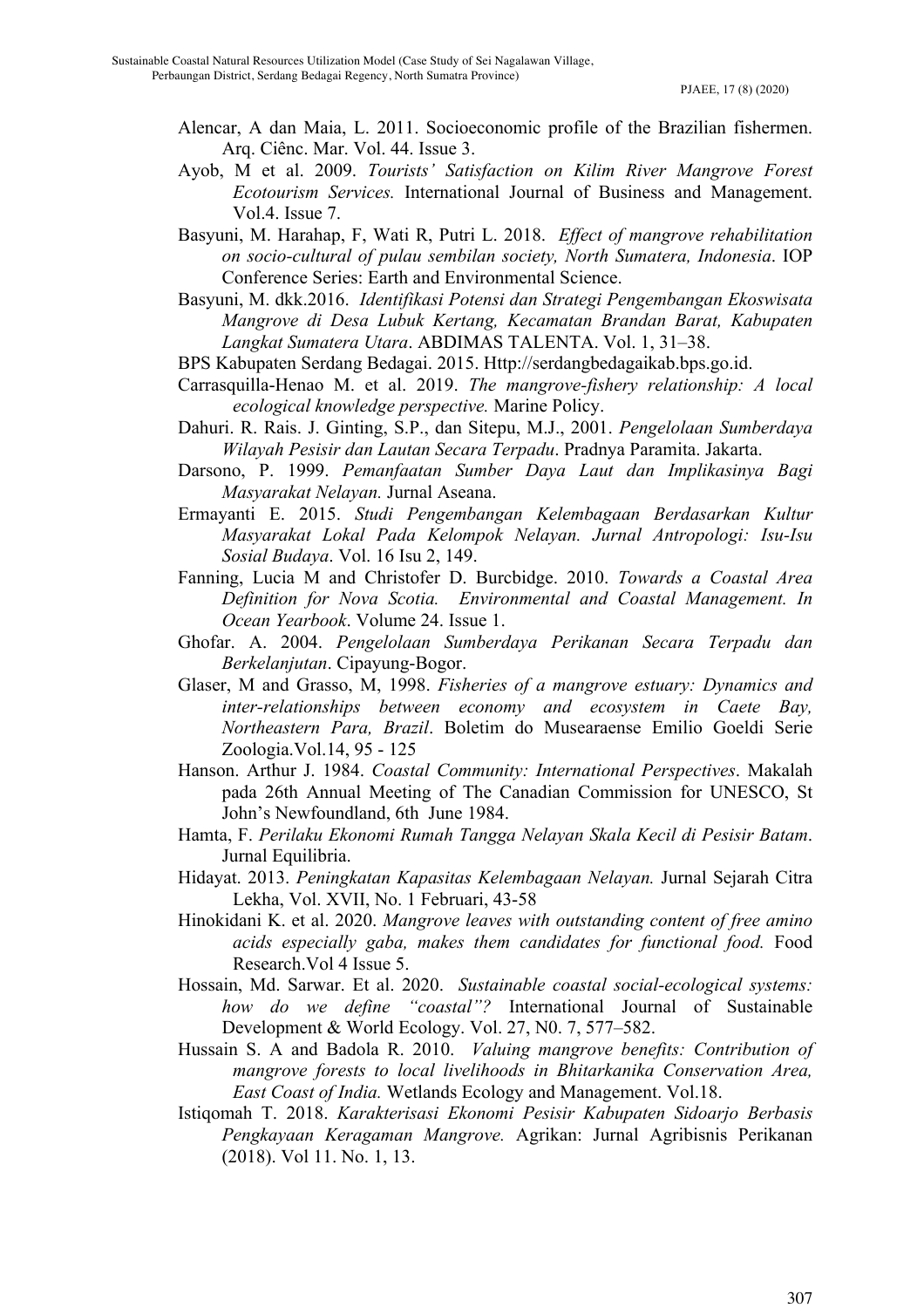Alencar, A dan Maia, L. 2011. Socioeconomic profile of the Brazilian fishermen. Arq. Ciênc. Mar. Vol. 44. Issue 3.

Ayob, M et al. 2009. *Tourists' Satisfaction on Kilim River Mangrove Forest Ecotourism Services.* International Journal of Business and Management. Vol.4. Issue 7.

Basyuni, M. Harahap, F, Wati R, Putri L. 2018. *Effect of mangrove rehabilitation on socio-cultural of pulau sembilan society, North Sumatera, Indonesia*. IOP Conference Series: Earth and Environmental Science.

Basyuni, M. dkk.2016. *Identifikasi Potensi dan Strategi Pengembangan Ekoswisata Mangrove di Desa Lubuk Kertang, Kecamatan Brandan Barat, Kabupaten Langkat Sumatera Utara*. ABDIMAS TALENTA. Vol. 1, 31–38.

BPS Kabupaten Serdang Bedagai. 2015. Http://serdangbedagaikab.bps.go.id.

Carrasquilla-Henao M. et al. 2019. *The mangrove-fishery relationship: A local ecological knowledge perspective.* Marine Policy.

Dahuri. R. Rais. J. Ginting, S.P., dan Sitepu, M.J., 2001. *Pengelolaan Sumberdaya Wilayah Pesisir dan Lautan Secara Terpadu*. Pradnya Paramita. Jakarta.

Darsono, P. 1999. *Pemanfaatan Sumber Daya Laut dan Implikasinya Bagi Masyarakat Nelayan.* Jurnal Aseana.

Ermayanti E. 2015. *Studi Pengembangan Kelembagaan Berdasarkan Kultur Masyarakat Lokal Pada Kelompok Nelayan. Jurnal Antropologi: Isu-Isu Sosial Budaya*. Vol. 16 Isu 2, 149.

Fanning, Lucia M and Christofer D. Burcbidge. 2010. *Towards a Coastal Area Definition for Nova Scotia. Environmental and Coastal Management. In Ocean Yearbook*. Volume 24. Issue 1.

Ghofar. A. 2004. *Pengelolaan Sumberdaya Perikanan Secara Terpadu dan Berkelanjutan*. Cipayung-Bogor.

Glaser, M and Grasso, M, 1998. *Fisheries of a mangrove estuary: Dynamics and inter-relationships between economy and ecosystem in Caete Bay, Northeastern Para, Brazil*. Boletim do Musearaense Emilio Goeldi Serie Zoologia.Vol.14, 95 - 125

Hanson. Arthur J. 1984. *Coastal Community: International Perspectives*. Makalah pada 26th Annual Meeting of The Canadian Commission for UNESCO, St John's Newfoundland, 6th June 1984.

Hamta, F. *Perilaku Ekonomi Rumah Tangga Nelayan Skala Kecil di Pesisir Batam*. Jurnal Equilibria.

Hidayat. 2013. *Peningkatan Kapasitas Kelembagaan Nelayan.* Jurnal Sejarah Citra Lekha, Vol. XVII, No. 1 Februari, 43-58

Hinokidani K. et al. 2020. *Mangrove leaves with outstanding content of free amino acids especially gaba, makes them candidates for functional food.* Food Research.Vol 4 Issue 5.

Hossain, Md. Sarwar. Et al. 2020. *Sustainable coastal social-ecological systems: how do we define "coastal"?* International Journal of Sustainable Development & World Ecology. Vol. 27, N0. 7, 577–582.

Hussain S. A and Badola R. 2010. *Valuing mangrove benefits: Contribution of mangrove forests to local livelihoods in Bhitarkanika Conservation Area, East Coast of India.* Wetlands Ecology and Management. Vol.18.

Istiqomah T. 2018. *Karakterisasi Ekonomi Pesisir Kabupaten Sidoarjo Berbasis Pengkayaan Keragaman Mangrove.* Agrikan: Jurnal Agribisnis Perikanan (2018). Vol 11. No. 1, 13.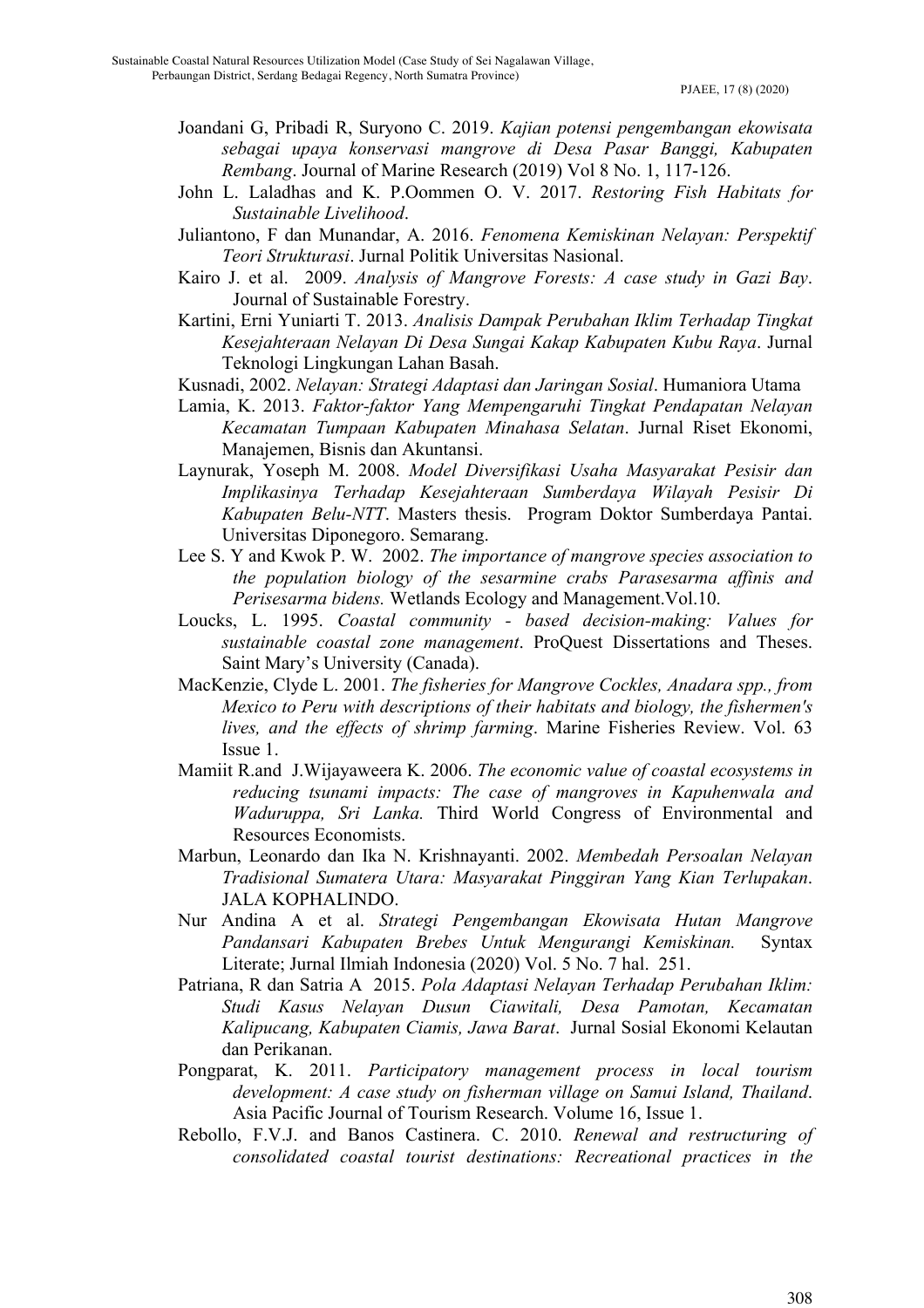Joandani G, Pribadi R, Suryono C. 2019. *Kajian potensi pengembangan ekowisata sebagai upaya konservasi mangrove di Desa Pasar Banggi, Kabupaten Rembang*. Journal of Marine Research (2019) Vol 8 No. 1, 117-126.

John L. Laladhas and K. P.Oommen O. V. 2017. *Restoring Fish Habitats for Sustainable Livelihood*.

Juliantono, F dan Munandar, A. 2016. *Fenomena Kemiskinan Nelayan: Perspektif Teori Strukturasi*. Jurnal Politik Universitas Nasional.

Kairo J. et al. 2009. *Analysis of Mangrove Forests: A case study in Gazi Bay*. Journal of Sustainable Forestry.

Kartini, Erni Yuniarti T. 2013. *Analisis Dampak Perubahan Iklim Terhadap Tingkat Kesejahteraan Nelayan Di Desa Sungai Kakap Kabupaten Kubu Raya*. Jurnal Teknologi Lingkungan Lahan Basah.

Kusnadi, 2002. *Nelayan: Strategi Adaptasi dan Jaringan Sosial*. Humaniora Utama

Lamia, K. 2013. *Faktor-faktor Yang Mempengaruhi Tingkat Pendapatan Nelayan Kecamatan Tumpaan Kabupaten Minahasa Selatan*. Jurnal Riset Ekonomi, Manajemen, Bisnis dan Akuntansi.

Laynurak, Yoseph M. 2008. *Model Diversifikasi Usaha Masyarakat Pesisir dan Implikasinya Terhadap Kesejahteraan Sumberdaya Wilayah Pesisir Di Kabupaten Belu-NTT*. Masters thesis. Program Doktor Sumberdaya Pantai. Universitas Diponegoro. Semarang.

Lee S. Y and Kwok P. W. 2002. *The importance of mangrove species association to the population biology of the sesarmine crabs Parasesarma affinis and Perisesarma bidens.* Wetlands Ecology and Management.Vol.10.

Loucks, L. 1995. *Coastal community - based decision-making: Values for sustainable coastal zone management*. ProQuest Dissertations and Theses. Saint Mary's University (Canada).

MacKenzie, Clyde L. 2001. *The fisheries for Mangrove Cockles, Anadara spp., from Mexico to Peru with descriptions of their habitats and biology, the fishermen's lives, and the effects of shrimp farming*. Marine Fisheries Review. Vol. 63 Issue 1.

Mamiit R.and J.Wijayaweera K. 2006. *The economic value of coastal ecosystems in reducing tsunami impacts: The case of mangroves in Kapuhenwala and Waduruppa, Sri Lanka.* Third World Congress of Environmental and Resources Economists.

Marbun, Leonardo dan Ika N. Krishnayanti. 2002. *Membedah Persoalan Nelayan Tradisional Sumatera Utara: Masyarakat Pinggiran Yang Kian Terlupakan*. JALA KOPHALINDO.

Nur Andina A et al. *Strategi Pengembangan Ekowisata Hutan Mangrove Pandansari Kabupaten Brebes Untuk Mengurangi Kemiskinan.* Syntax Literate; Jurnal Ilmiah Indonesia (2020) Vol. 5 No. 7 hal. 251.

Patriana, R dan Satria A 2015. *Pola Adaptasi Nelayan Terhadap Perubahan Iklim: Studi Kasus Nelayan Dusun Ciawitali, Desa Pamotan, Kecamatan Kalipucang, Kabupaten Ciamis, Jawa Barat*. Jurnal Sosial Ekonomi Kelautan dan Perikanan.

Pongparat, K. 2011. *Participatory management process in local tourism development: A case study on fisherman village on Samui Island, Thailand*. Asia Pacific Journal of Tourism Research. Volume 16, Issue 1.

Rebollo, F.V.J. and Banos Castinera. C. 2010. *Renewal and restructuring of consolidated coastal tourist destinations: Recreational practices in the*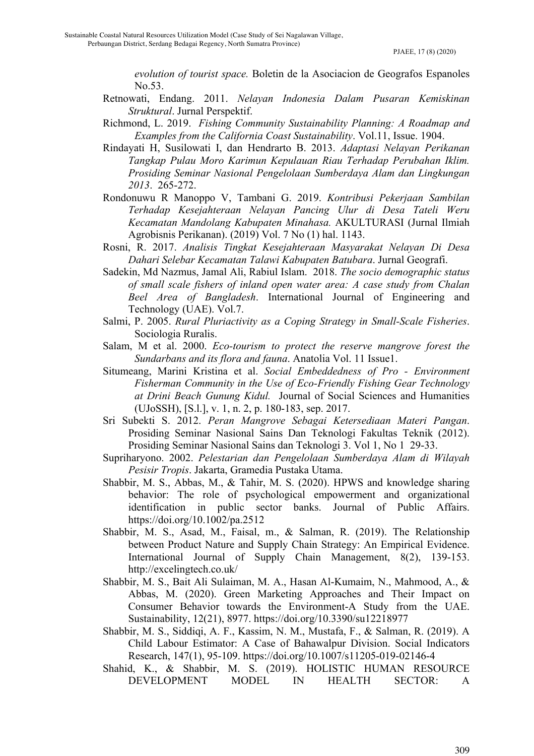*evolution of tourist space.* Boletin de la Asociacion de Geografos Espanoles No.53.

Retnowati, Endang. 2011. *Nelayan Indonesia Dalam Pusaran Kemiskinan Struktural*. Jurnal Perspektif.

Richmond, L. 2019. *Fishing Community Sustainability Planning: A Roadmap and Examples from the California Coast Sustainability*. Vol.11, Issue. 1904.

Rindayati H, Susilowati I, dan Hendrarto B. 2013. *Adaptasi Nelayan Perikanan Tangkap Pulau Moro Karimun Kepulauan Riau Terhadap Perubahan Iklim. Prosiding Seminar Nasional Pengelolaan Sumberdaya Alam dan Lingkungan 2013*. 265-272.

Rondonuwu R Manoppo V, Tambani G. 2019. *Kontribusi Pekerjaan Sambilan Terhadap Kesejahteraan Nelayan Pancing Ulur di Desa Tateli Weru Kecamatan Mandolang Kabupaten Minahasa.* AKULTURASI (Jurnal Ilmiah Agrobisnis Perikanan). (2019) Vol. 7 No (1) hal. 1143.

Rosni, R. 2017. *Analisis Tingkat Kesejahteraan Masyarakat Nelayan Di Desa Dahari Selebar Kecamatan Talawi Kabupaten Batubara*. Jurnal Geografi.

Sadekin, Md Nazmus, Jamal Ali, Rabiul Islam. 2018. *The socio demographic status of small scale fishers of inland open water area: A case study from Chalan Beel Area of Bangladesh*. International Journal of Engineering and Technology (UAE). Vol.7.

Salmi, P. 2005. *Rural Pluriactivity as a Coping Strategy in Small-Scale Fisheries*. Sociologia Ruralis.

Salam, M et al. 2000. *Eco-tourism to protect the reserve mangrove forest the Sundarbans and its flora and fauna*. Anatolia Vol. 11 Issue1.

Situmeang, Marini Kristina et al. *Social Embeddedness of Pro - Environment Fisherman Community in the Use of Eco-Friendly Fishing Gear Technology at Drini Beach Gunung Kidul.* Journal of Social Sciences and Humanities (UJoSSH), [S.l.], v. 1, n. 2, p. 180-183, sep. 2017.

Sri Subekti S. 2012. *Peran Mangrove Sebagai Ketersediaan Materi Pangan*. Prosiding Seminar Nasional Sains Dan Teknologi Fakultas Teknik (2012). Prosiding Seminar Nasional Sains dan Teknologi 3. Vol 1, No 1 29-33.

Supriharyono. 2002. *Pelestarian dan Pengelolaan Sumberdaya Alam di Wilayah Pesisir Tropis*. Jakarta, Gramedia Pustaka Utama.

Shabbir, M. S., Abbas, M., & Tahir, M. S. (2020). HPWS and knowledge sharing behavior: The role of psychological empowerment and organizational identification in public sector banks. Journal of Public Affairs. https://doi.org/10.1002/pa.2512

Shabbir, M. S., Asad, M., Faisal, m., & Salman, R. (2019). The Relationship between Product Nature and Supply Chain Strategy: An Empirical Evidence. International Journal of Supply Chain Management, 8(2), 139-153. http://excelingtech.co.uk/

Shabbir, M. S., Bait Ali Sulaiman, M. A., Hasan Al-Kumaim, N., Mahmood, A., & Abbas, M. (2020). Green Marketing Approaches and Their Impact on Consumer Behavior towards the Environment-A Study from the UAE. Sustainability, 12(21), 8977. https://doi.org/10.3390/su12218977

Shabbir, M. S., Siddiqi, A. F., Kassim, N. M., Mustafa, F., & Salman, R. (2019). A Child Labour Estimator: A Case of Bahawalpur Division. Social Indicators Research, 147(1), 95-109. https://doi.org/10.1007/s11205-019-02146-4

Shahid, K., & Shabbir, M. S. (2019). HOLISTIC HUMAN RESOURCE DEVELOPMENT MODEL IN HEALTH SECTOR: A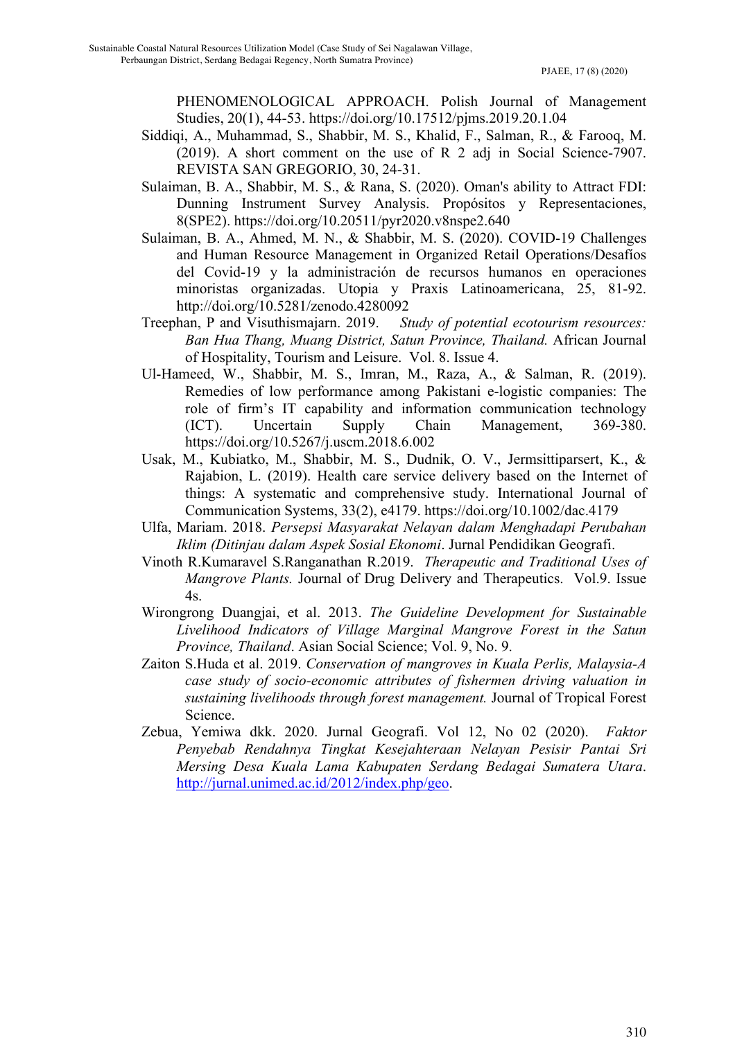PHENOMENOLOGICAL APPROACH. Polish Journal of Management Studies, 20(1), 44-53. https://doi.org/10.17512/pjms.2019.20.1.04

Siddiqi, A., Muhammad, S., Shabbir, M. S., Khalid, F., Salman, R., & Farooq, M. (2019). A short comment on the use of R 2 adj in Social Science-7907. REVISTA SAN GREGORIO, 30, 24-31.

Sulaiman, B. A., Shabbir, M. S., & Rana, S. (2020). Oman's ability to Attract FDI: Dunning Instrument Survey Analysis. Propósitos y Representaciones, 8(SPE2). https://doi.org/10.20511/pyr2020.v8nspe2.640

Sulaiman, B. A., Ahmed, M. N., & Shabbir, M. S. (2020). COVID-19 Challenges and Human Resource Management in Organized Retail Operations/Desafios del Covid-19 y la administración de recursos humanos en operaciones minoristas organizadas. Utopia y Praxis Latinoamericana, 25, 81-92. http://doi.org/10.5281/zenodo.4280092

Treephan, P and Visuthismajarn. 2019. *Study of potential ecotourism resources: Ban Hua Thang, Muang District, Satun Province, Thailand.* African Journal of Hospitality, Tourism and Leisure. Vol. 8. Issue 4.

Ul-Hameed, W., Shabbir, M. S., Imran, M., Raza, A., & Salman, R. (2019). Remedies of low performance among Pakistani e-logistic companies: The role of firm's IT capability and information communication technology (ICT). Uncertain Supply Chain Management, 369-380. https://doi.org/10.5267/j.uscm.2018.6.002

Usak, M., Kubiatko, M., Shabbir, M. S., Dudnik, O. V., Jermsittiparsert, K., & Rajabion, L. (2019). Health care service delivery based on the Internet of things: A systematic and comprehensive study. International Journal of Communication Systems, 33(2), e4179. https://doi.org/10.1002/dac.4179

Ulfa, Mariam. 2018. *Persepsi Masyarakat Nelayan dalam Menghadapi Perubahan Iklim (Ditinjau dalam Aspek Sosial Ekonomi*. Jurnal Pendidikan Geografi.

Vinoth R.Kumaravel S.Ranganathan R.2019. *Therapeutic and Traditional Uses of Mangrove Plants.* Journal of Drug Delivery and Therapeutics. Vol.9. Issue 4s.

Wirongrong Duangjai, et al. 2013. *The Guideline Development for Sustainable Livelihood Indicators of Village Marginal Mangrove Forest in the Satun Province, Thailand*. Asian Social Science; Vol. 9, No. 9.

Zaiton S.Huda et al. 2019. *Conservation of mangroves in Kuala Perlis, Malaysia-A case study of socio-economic attributes of fishermen driving valuation in sustaining livelihoods through forest management.* Journal of Tropical Forest Science.

Zebua, Yemiwa dkk. 2020. Jurnal Geografi. Vol 12, No 02 (2020). *Faktor Penyebab Rendahnya Tingkat Kesejahteraan Nelayan Pesisir Pantai Sri Mersing Desa Kuala Lama Kabupaten Serdang Bedagai Sumatera Utara*. http://jurnal.unimed.ac.id/2012/index.php/geo.